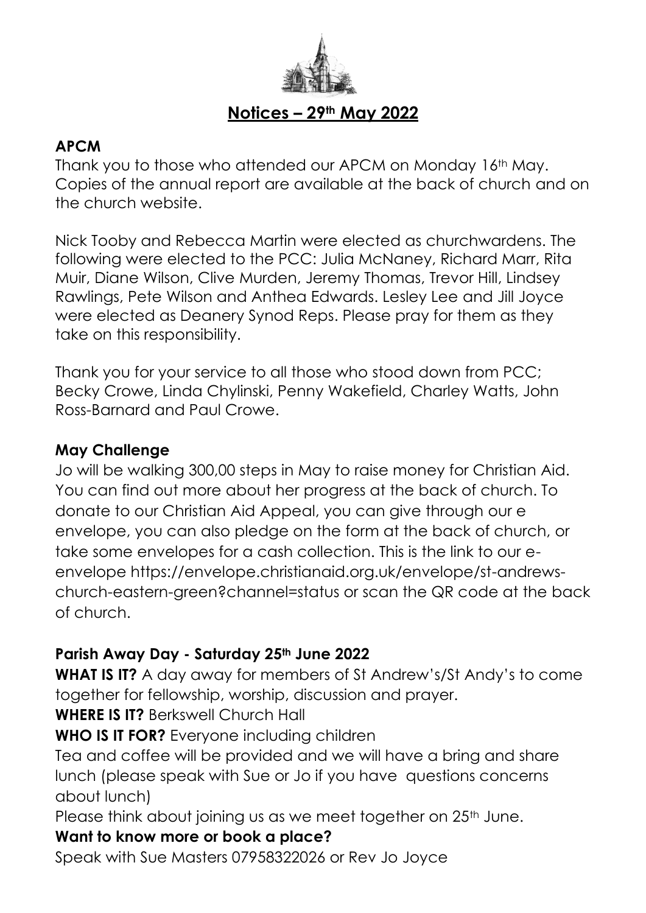# Notices – 29th May 2022

## APCM

Thank you to those who attended our APCM on Monday 16th May. Copies of the annual report are available at the back of church and on the church website.

Nick Tooby and Rebecca Martin were elected as churchwardens. The following were elected to the PCC: Julia McNaney, Richard Marr, Rita Muir, Diane Wilson, Clive Murden, Jeremy Thomas, Trevor Hill, Lindsey Rawlings, Pete Wilson and Anthea Edwards. Lesley Lee and Jill Joyce were elected as Deanery Synod Reps. Please pray for them as they take on this responsibility.

Thank you for your service to all those who stood down from PCC; Becky Crowe, Linda Chylinski, Penny Wakefield, Charley Watts, John Ross-Barnard and Paul Crowe.

## May Challenge

Jo will be walking 300,00 steps in May to raise money for Christian Aid. You can find out more about her progress at the back of church. To donate to our Christian Aid Appeal, you can give through our e envelope, you can also pledge on the form at the back of church, or take some envelopes for a cash collection. This is the link to our e-envelope https://envelope.christianaid.org.uk/envelope/st-andrews-church-eastern-green?channel=status or scan the QR code at the back of church.

## Parish Away Day - Saturday 25th June 2022

**WHAT IS IT?** A day away for members of St Andrew's/St Andy's to come together for fellowship, worship, discussion and prayer.

**WHERE IS IT?** Berkswell Church Hall

**WHO IS IT FOR?** Everyone including children

Tea and coffee will be provided and we will have a bring and share lunch (please speak with Sue or Jo if you have questions concerns about lunch)

Please think about joining us as we meet together on 25th June.

**Want to know more or book a place?**

Speak with Sue Masters 07958322026 or Rev Jo Joyce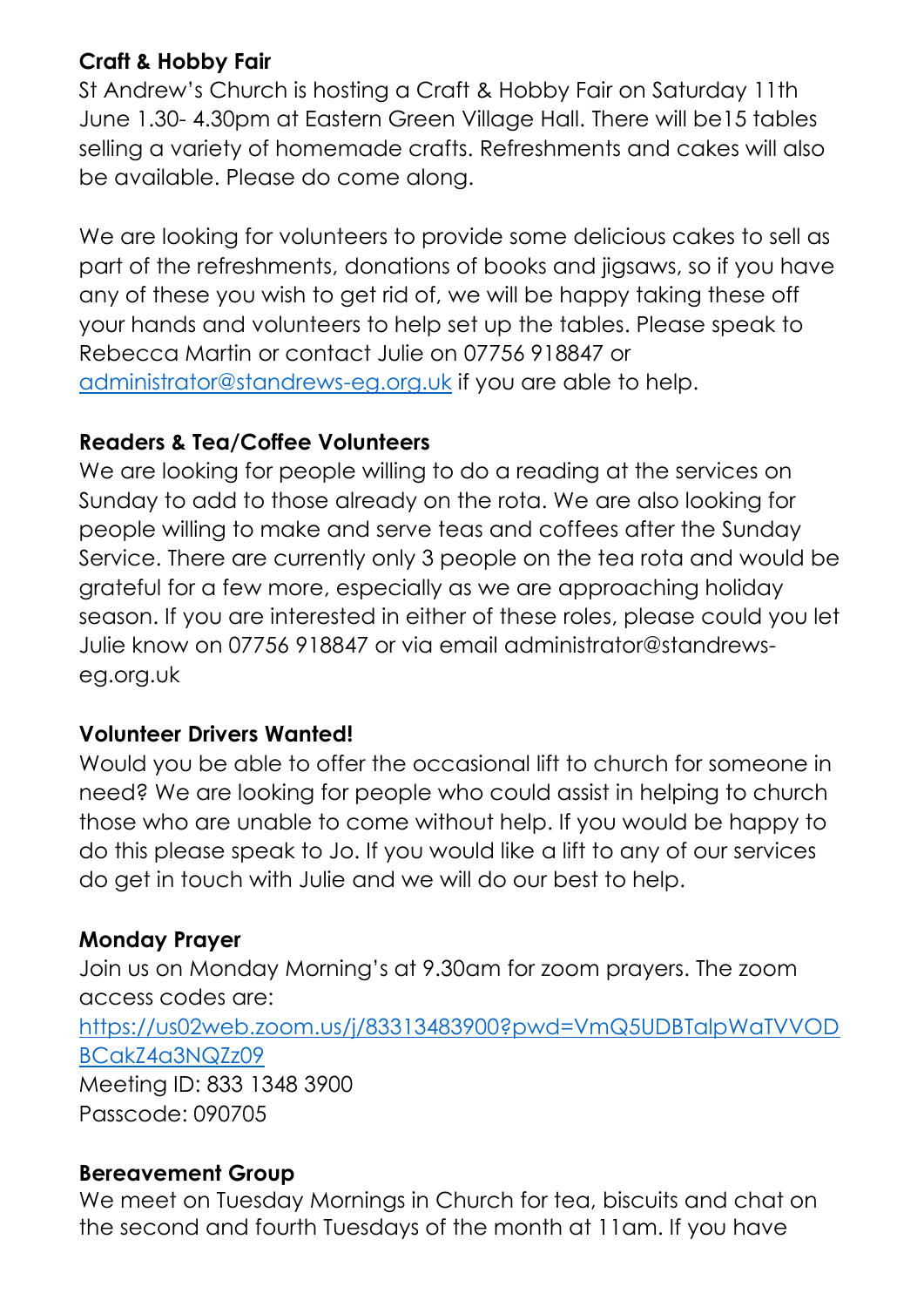**Craft & Hobby Fair**

St Andrew's Church is hosting a Craft & Hobby Fair on Saturday 11th June 1.30- 4.30pm at Eastern Green Village Hall. There will be15 tables selling a variety of homemade crafts. Refreshments and cakes will also be available. Please do come along.

We are looking for volunteers to provide some delicious cakes to sell as part of the refreshments, donations of books and jigsaws, so if you have any of these you wish to get rid of, we will be happy taking these off your hands and volunteers to help set up the tables. Please speak to Rebecca Martin or contact Julie on 07756 918847 or [administrator@standrews-eg.org.uk](mailto:administrator@standrews-eg.org.uk) if you are able to help.

**Readers & Tea/Coffee Volunteers**

We are looking for people willing to do a reading at the services on Sunday to add to those already on the rota. We are also looking for people willing to make and serve teas and coffees after the Sunday Service. There are currently only 3 people on the tea rota and would be grateful for a few more, especially as we are approaching holiday season. If you are interested in either of these roles, please could you let Julie know on 07756 918847 or via email administrator@standrews-eg.org.uk

**Volunteer Drivers Wanted!**

Would you be able to offer the occasional lift to church for someone in need? We are looking for people who could assist in helping to church those who are unable to come without help. If you would be happy to do this please speak to Jo. If you would like a lift to any of our services do get in touch with Julie and we will do our best to help.

**Monday Prayer**

Join us on Monday Morning's at 9.30am for zoom prayers. The zoom access codes are:
[https://us02web.zoom.us/j/83313483900?pwd=VmQ5UDBTalpWaTVVODBCakZ4a3NQZz09](https://us02web.zoom.us/j/83313483900?pwd=VmQ5UDBTalpWaTVVODBCakZ4a3NQZz09)
Meeting ID: 833 1348 3900
Passcode: 090705

**Bereavement Group**

We meet on Tuesday Mornings in Church for tea, biscuits and chat on the second and fourth Tuesdays of the month at 11am. If you have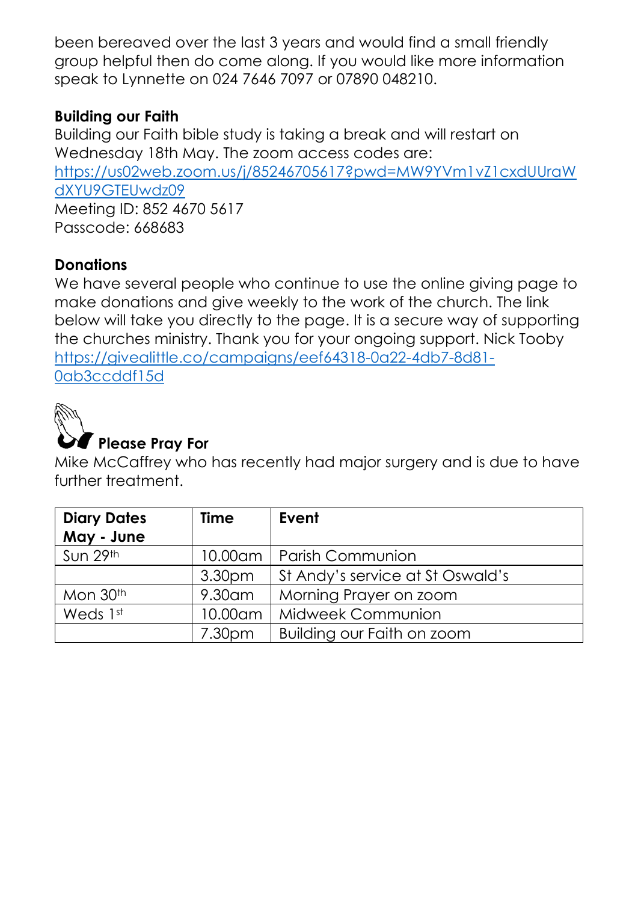been bereaved over the last 3 years and would find a small friendly group helpful then do come along. If you would like more information speak to Lynnette on 024 7646 7097 or 07890 048210.

**Building our Faith**

Building our Faith bible study is taking a break and will restart on Wednesday 18th May. The zoom access codes are:
https://us02web.zoom.us/j/85246705617?pwd=MW9YVm1vZ1cxdUUraWdXYU9GTEUwdz09
Meeting ID: 852 4670 5617
Passcode: 668683

**Donations**

We have several people who continue to use the online giving page to make donations and give weekly to the work of the church. The link below will take you directly to the page. It is a secure way of supporting the churches ministry. Thank you for your ongoing support. Nick Tooby
https://givealittle.co/campaigns/eef64318-0a22-4db7-8d81-0ab3ccddf15d

**Please Pray For**

Mike McCaffrey who has recently had major surgery and is due to have further treatment.

| Diary Dates May - June | Time | Event |
|---|---|---|
| Sun 29th | 10.00am | Parish Communion |
| | 3.30pm | St Andy's service at St Oswald's |
| Mon 30th | 9.30am | Morning Prayer on zoom |
| Weds 1st | 10.00am | Midweek Communion |
| | 7.30pm | Building our Faith on zoom |